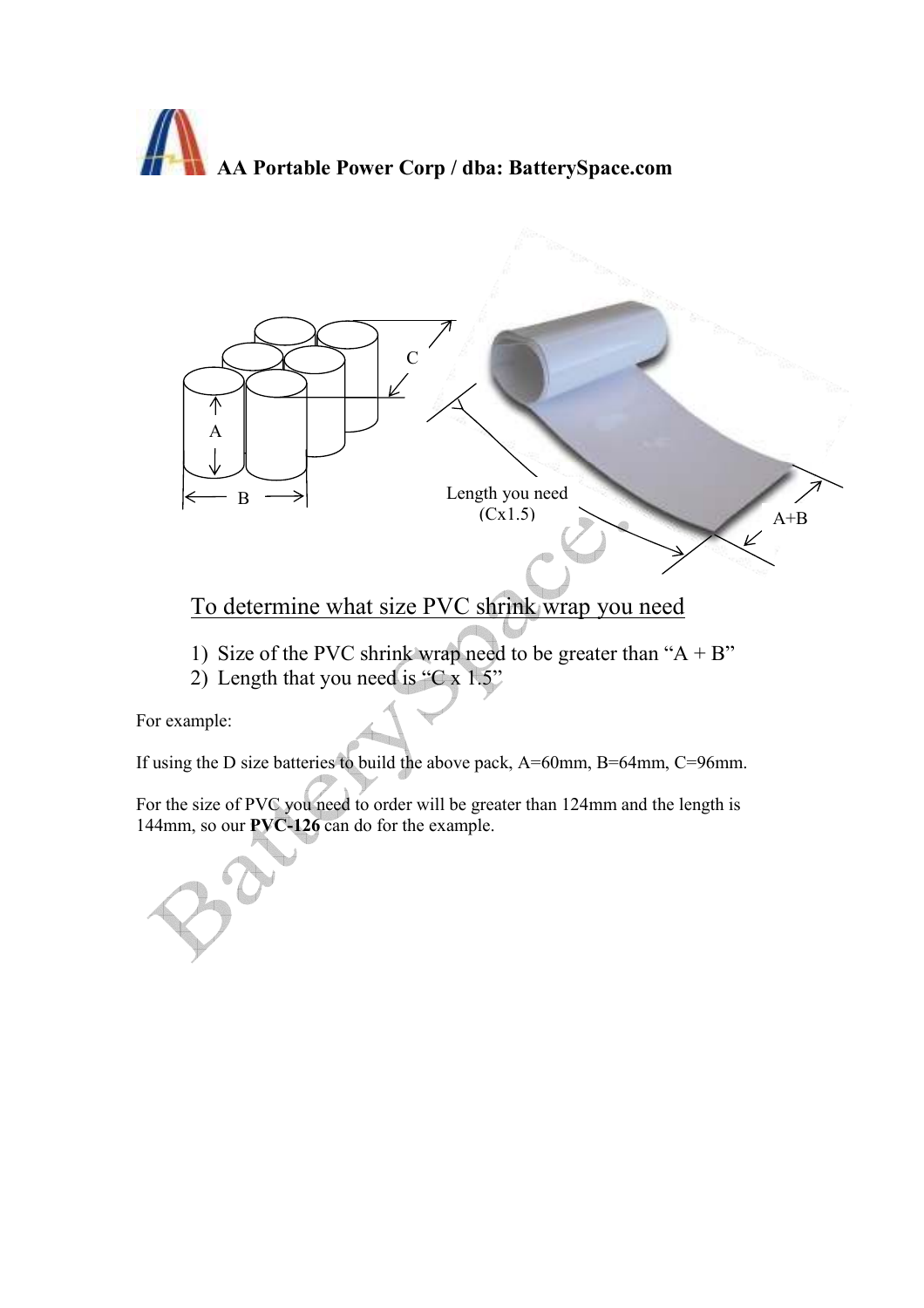**AA Portable Power Corp / dba: BatterySpace.com**

## To determine what size PVC shrink wrap you need

1) Size of the PVC shrink wrap need to be greater than "A + B"
2) Length that you need is "C x 1.5"

For example:

If using the D size batteries to build the above pack, A=60mm, B=64mm, C=96mm.

For the size of PVC you need to order will be greater than 124mm and the length is 144mm, so our **PVC-126** can do for the example.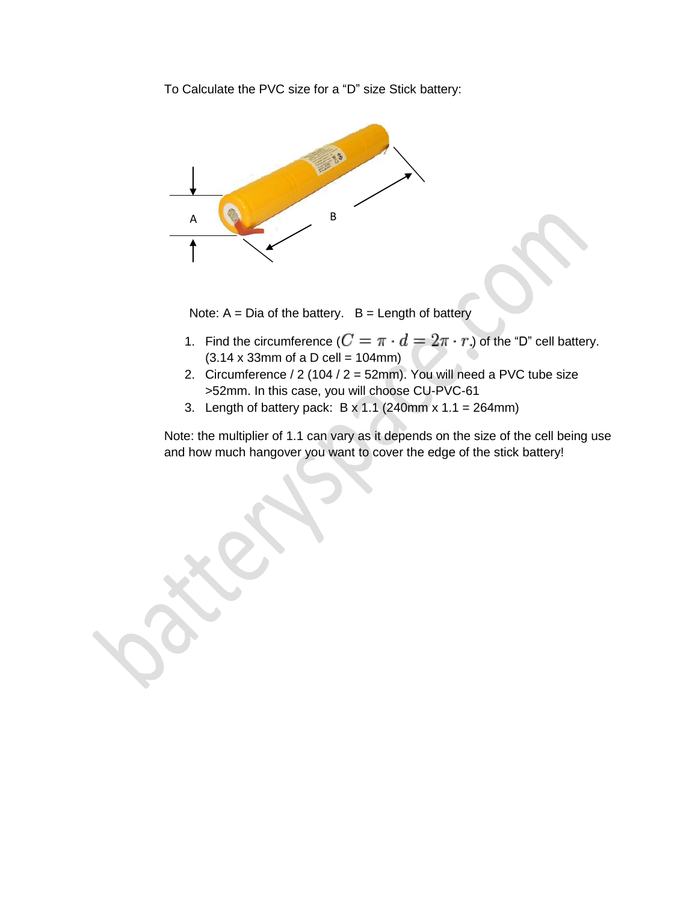To Calculate the PVC size for a "D" size Stick battery:

A

B

Note: A = Dia of the battery.   B = Length of battery

1. Find the circumference ($C = \pi \cdot d = 2\pi \cdot r$.) of the "D" cell battery. (3.14 x 33mm of a D cell = 104mm)
2. Circumference / 2 (104 / 2 = 52mm). You will need a PVC tube size >52mm. In this case, you will choose CU-PVC-61
3. Length of battery pack:  B x 1.1 (240mm x 1.1 = 264mm)

Note: the multiplier of 1.1 can vary as it depends on the size of the cell being use and how much hangover you want to cover the edge of the stick battery!